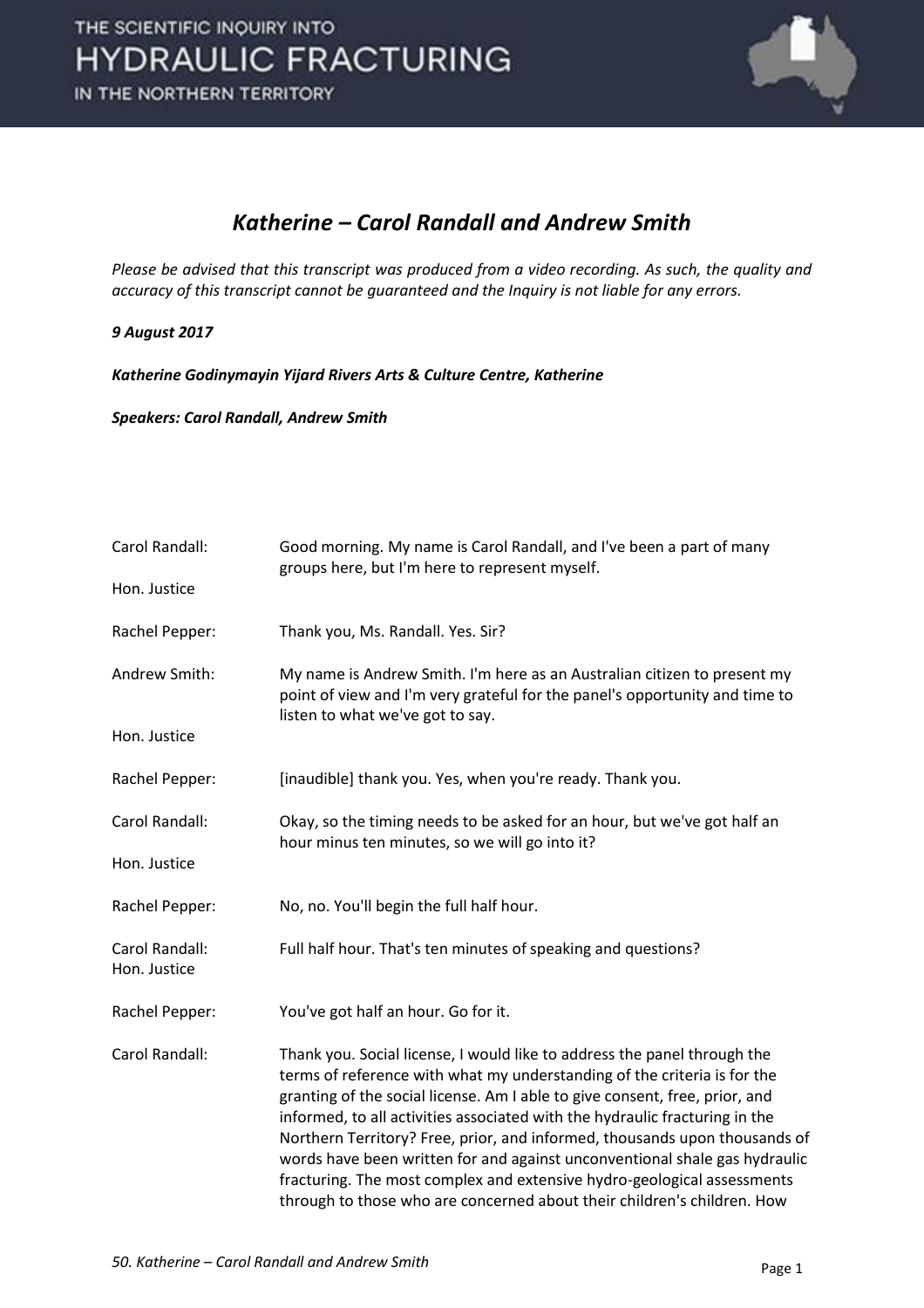# *Katherine – Carol Randall and Andrew Smith*

*Please be advised that this transcript was produced from a video recording. As such, the quality and accuracy of this transcript cannot be guaranteed and the Inquiry is not liable for any errors.*

***9 August 2017***

***Katherine Godinymayin Yijard Rivers Arts & Culture Centre, Katherine***

***Speakers: Carol Randall, Andrew Smith***

| | |
|---|---|
| Carol Randall: | Good morning. My name is Carol Randall, and I've been a part of many groups here, but I'm here to represent myself. |
| Hon. Justice Rachel Pepper: | Thank you, Ms. Randall. Yes. Sir? |
| Andrew Smith: | My name is Andrew Smith. I'm here as an Australian citizen to present my point of view and I'm very grateful for the panel's opportunity and time to listen to what we've got to say. |
| Hon. Justice Rachel Pepper: | [inaudible] thank you. Yes, when you're ready. Thank you. |
| Carol Randall: | Okay, so the timing needs to be asked for an hour, but we've got half an hour minus ten minutes, so we will go into it? |
| Hon. Justice Rachel Pepper: | No, no. You'll begin the full half hour. |
| Carol Randall: | Full half hour. That's ten minutes of speaking and questions? |
| Hon. Justice Rachel Pepper: | You've got half an hour. Go for it. |
| Carol Randall: | Thank you. Social license, I would like to address the panel through the terms of reference with what my understanding of the criteria is for the granting of the social license. Am I able to give consent, free, prior, and informed, to all activities associated with the hydraulic fracturing in the Northern Territory? Free, prior, and informed, thousands upon thousands of words have been written for and against unconventional shale gas hydraulic fracturing. The most complex and extensive hydro-geological assessments through to those who are concerned about their children's children. How |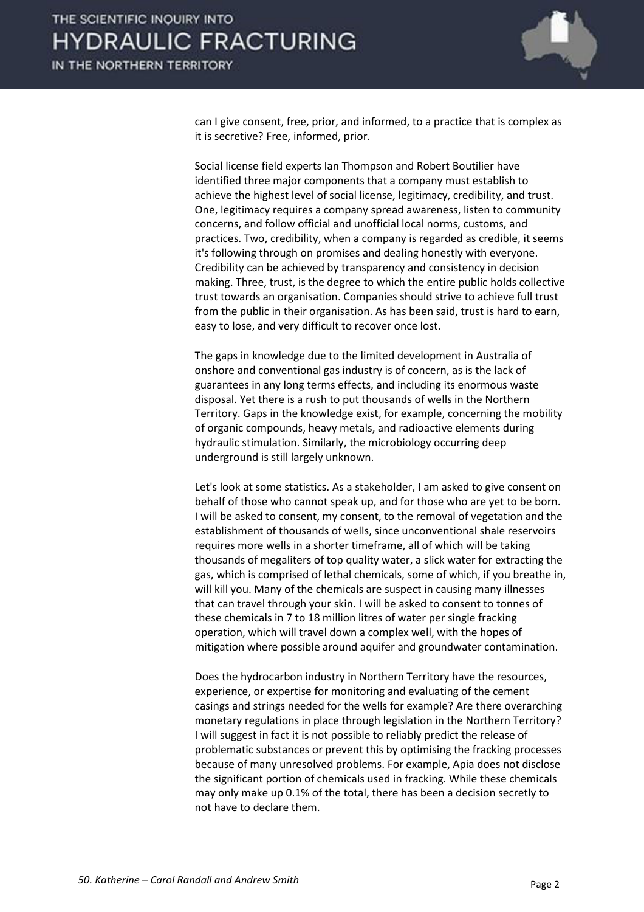can I give consent, free, prior, and informed, to a practice that is complex as it is secretive? Free, informed, prior.

Social license field experts Ian Thompson and Robert Boutilier have identified three major components that a company must establish to achieve the highest level of social license, legitimacy, credibility, and trust. One, legitimacy requires a company spread awareness, listen to community concerns, and follow official and unofficial local norms, customs, and practices. Two, credibility, when a company is regarded as credible, it seems it's following through on promises and dealing honestly with everyone. Credibility can be achieved by transparency and consistency in decision making. Three, trust, is the degree to which the entire public holds collective trust towards an organisation. Companies should strive to achieve full trust from the public in their organisation. As has been said, trust is hard to earn, easy to lose, and very difficult to recover once lost.

The gaps in knowledge due to the limited development in Australia of onshore and conventional gas industry is of concern, as is the lack of guarantees in any long terms effects, and including its enormous waste disposal. Yet there is a rush to put thousands of wells in the Northern Territory. Gaps in the knowledge exist, for example, concerning the mobility of organic compounds, heavy metals, and radioactive elements during hydraulic stimulation. Similarly, the microbiology occurring deep underground is still largely unknown.

Let's look at some statistics. As a stakeholder, I am asked to give consent on behalf of those who cannot speak up, and for those who are yet to be born. I will be asked to consent, my consent, to the removal of vegetation and the establishment of thousands of wells, since unconventional shale reservoirs requires more wells in a shorter timeframe, all of which will be taking thousands of megaliters of top quality water, a slick water for extracting the gas, which is comprised of lethal chemicals, some of which, if you breathe in, will kill you. Many of the chemicals are suspect in causing many illnesses that can travel through your skin. I will be asked to consent to tonnes of these chemicals in 7 to 18 million litres of water per single fracking operation, which will travel down a complex well, with the hopes of mitigation where possible around aquifer and groundwater contamination.

Does the hydrocarbon industry in Northern Territory have the resources, experience, or expertise for monitoring and evaluating of the cement casings and strings needed for the wells for example? Are there overarching monetary regulations in place through legislation in the Northern Territory? I will suggest in fact it is not possible to reliably predict the release of problematic substances or prevent this by optimising the fracking processes because of many unresolved problems. For example, Apia does not disclose the significant portion of chemicals used in fracking. While these chemicals may only make up 0.1% of the total, there has been a decision secretly to not have to declare them.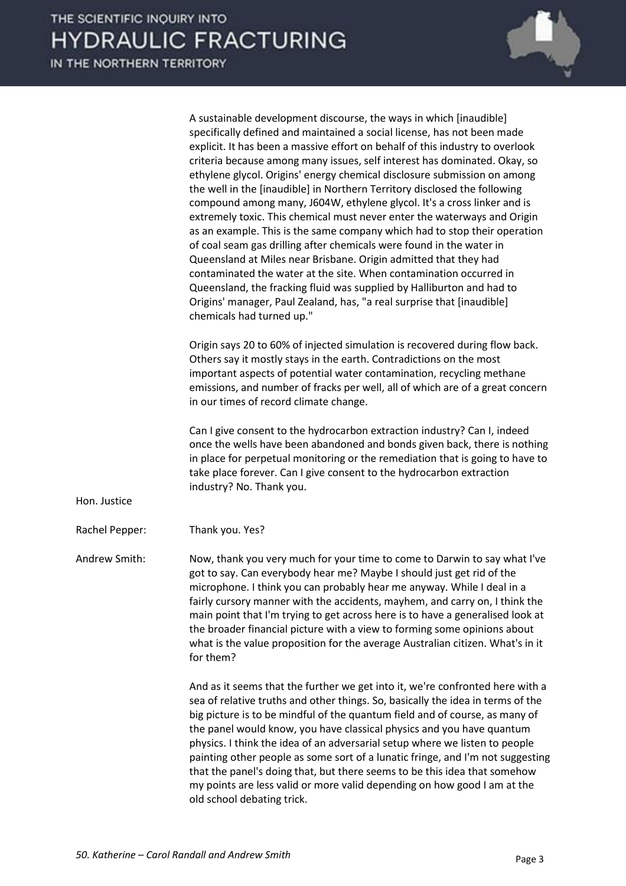A sustainable development discourse, the ways in which [inaudible] specifically defined and maintained a social license, has not been made explicit. It has been a massive effort on behalf of this industry to overlook criteria because among many issues, self interest has dominated. Okay, so ethylene glycol. Origins' energy chemical disclosure submission on among the well in the [inaudible] in Northern Territory disclosed the following compound among many, J604W, ethylene glycol. It's a cross linker and is extremely toxic. This chemical must never enter the waterways and Origin as an example. This is the same company which had to stop their operation of coal seam gas drilling after chemicals were found in the water in Queensland at Miles near Brisbane. Origin admitted that they had contaminated the water at the site. When contamination occurred in Queensland, the fracking fluid was supplied by Halliburton and had to Origins' manager, Paul Zealand, has, "a real surprise that [inaudible] chemicals had turned up."

Origin says 20 to 60% of injected simulation is recovered during flow back. Others say it mostly stays in the earth. Contradictions on the most important aspects of potential water contamination, recycling methane emissions, and number of fracks per well, all of which are of a great concern in our times of record climate change.

Can I give consent to the hydrocarbon extraction industry? Can I, indeed once the wells have been abandoned and bonds given back, there is nothing in place for perpetual monitoring or the remediation that is going to have to take place forever. Can I give consent to the hydrocarbon extraction industry? No. Thank you.

Hon. Justice Rachel Pepper: Thank you. Yes?

Andrew Smith: Now, thank you very much for your time to come to Darwin to say what I've got to say. Can everybody hear me? Maybe I should just get rid of the microphone. I think you can probably hear me anyway. While I deal in a fairly cursory manner with the accidents, mayhem, and carry on, I think the main point that I'm trying to get across here is to have a generalised look at the broader financial picture with a view to forming some opinions about what is the value proposition for the average Australian citizen. What's in it for them?

And as it seems that the further we get into it, we're confronted here with a sea of relative truths and other things. So, basically the idea in terms of the big picture is to be mindful of the quantum field and of course, as many of the panel would know, you have classical physics and you have quantum physics. I think the idea of an adversarial setup where we listen to people painting other people as some sort of a lunatic fringe, and I'm not suggesting that the panel's doing that, but there seems to be this idea that somehow my points are less valid or more valid depending on how good I am at the old school debating trick.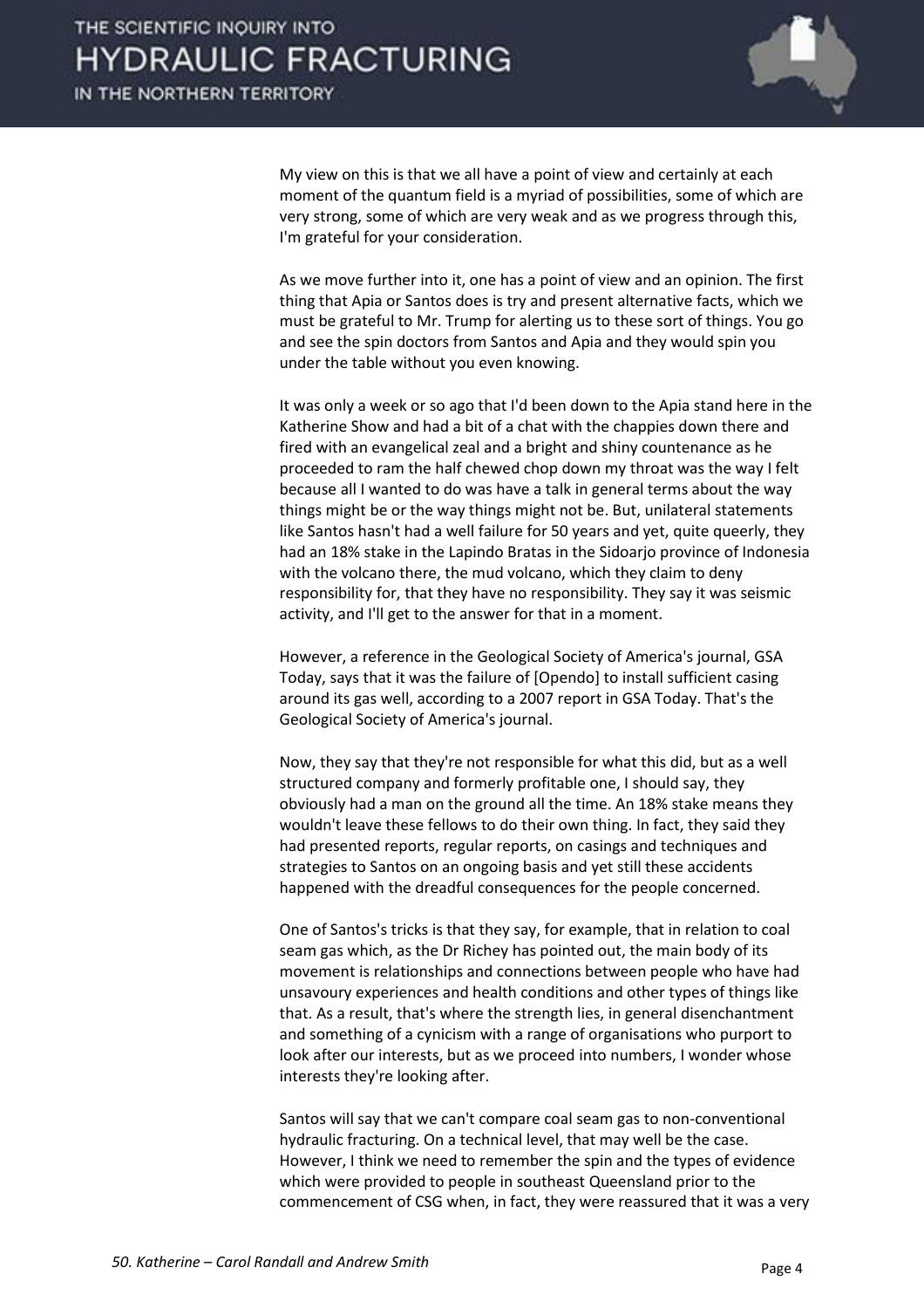My view on this is that we all have a point of view and certainly at each moment of the quantum field is a myriad of possibilities, some of which are very strong, some of which are very weak and as we progress through this, I'm grateful for your consideration.

As we move further into it, one has a point of view and an opinion. The first thing that Apia or Santos does is try and present alternative facts, which we must be grateful to Mr. Trump for alerting us to these sort of things. You go and see the spin doctors from Santos and Apia and they would spin you under the table without you even knowing.

It was only a week or so ago that I'd been down to the Apia stand here in the Katherine Show and had a bit of a chat with the chappies down there and fired with an evangelical zeal and a bright and shiny countenance as he proceeded to ram the half chewed chop down my throat was the way I felt because all I wanted to do was have a talk in general terms about the way things might be or the way things might not be. But, unilateral statements like Santos hasn't had a well failure for 50 years and yet, quite queerly, they had an 18% stake in the Lapindo Bratas in the Sidoarjo province of Indonesia with the volcano there, the mud volcano, which they claim to deny responsibility for, that they have no responsibility. They say it was seismic activity, and I'll get to the answer for that in a moment.

However, a reference in the Geological Society of America's journal, GSA Today, says that it was the failure of [Opendo] to install sufficient casing around its gas well, according to a 2007 report in GSA Today. That's the Geological Society of America's journal.

Now, they say that they're not responsible for what this did, but as a well structured company and formerly profitable one, I should say, they obviously had a man on the ground all the time. An 18% stake means they wouldn't leave these fellows to do their own thing. In fact, they said they had presented reports, regular reports, on casings and techniques and strategies to Santos on an ongoing basis and yet still these accidents happened with the dreadful consequences for the people concerned.

One of Santos's tricks is that they say, for example, that in relation to coal seam gas which, as the Dr Richey has pointed out, the main body of its movement is relationships and connections between people who have had unsavoury experiences and health conditions and other types of things like that. As a result, that's where the strength lies, in general disenchantment and something of a cynicism with a range of organisations who purport to look after our interests, but as we proceed into numbers, I wonder whose interests they're looking after.

Santos will say that we can't compare coal seam gas to non-conventional hydraulic fracturing. On a technical level, that may well be the case. However, I think we need to remember the spin and the types of evidence which were provided to people in southeast Queensland prior to the commencement of CSG when, in fact, they were reassured that it was a very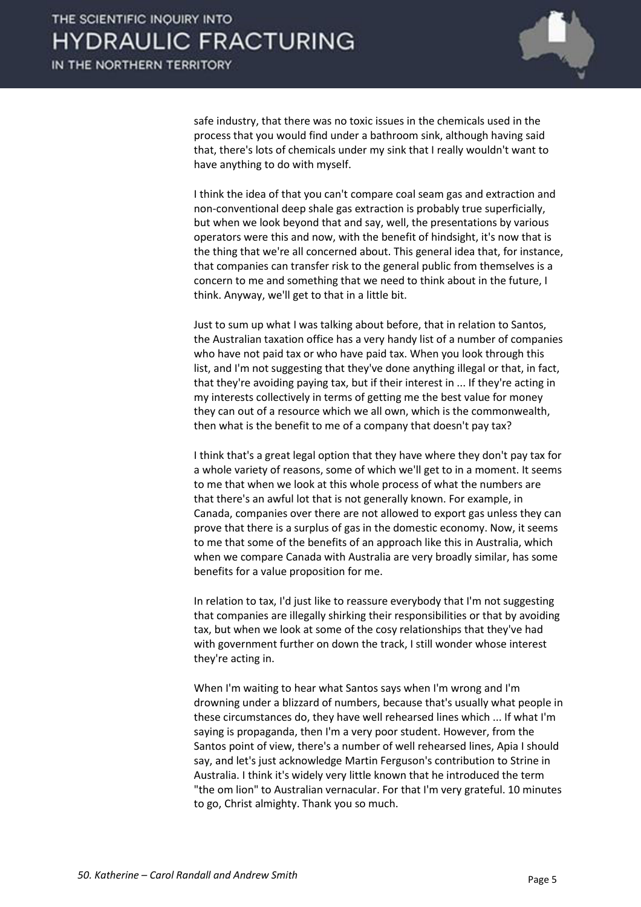safe industry, that there was no toxic issues in the chemicals used in the process that you would find under a bathroom sink, although having said that, there's lots of chemicals under my sink that I really wouldn't want to have anything to do with myself.

I think the idea of that you can't compare coal seam gas and extraction and non-conventional deep shale gas extraction is probably true superficially, but when we look beyond that and say, well, the presentations by various operators were this and now, with the benefit of hindsight, it's now that is the thing that we're all concerned about. This general idea that, for instance, that companies can transfer risk to the general public from themselves is a concern to me and something that we need to think about in the future, I think. Anyway, we'll get to that in a little bit.

Just to sum up what I was talking about before, that in relation to Santos, the Australian taxation office has a very handy list of a number of companies who have not paid tax or who have paid tax. When you look through this list, and I'm not suggesting that they've done anything illegal or that, in fact, that they're avoiding paying tax, but if their interest in ... If they're acting in my interests collectively in terms of getting me the best value for money they can out of a resource which we all own, which is the commonwealth, then what is the benefit to me of a company that doesn't pay tax?

I think that's a great legal option that they have where they don't pay tax for a whole variety of reasons, some of which we'll get to in a moment. It seems to me that when we look at this whole process of what the numbers are that there's an awful lot that is not generally known. For example, in Canada, companies over there are not allowed to export gas unless they can prove that there is a surplus of gas in the domestic economy. Now, it seems to me that some of the benefits of an approach like this in Australia, which when we compare Canada with Australia are very broadly similar, has some benefits for a value proposition for me.

In relation to tax, I'd just like to reassure everybody that I'm not suggesting that companies are illegally shirking their responsibilities or that by avoiding tax, but when we look at some of the cosy relationships that they've had with government further on down the track, I still wonder whose interest they're acting in.

When I'm waiting to hear what Santos says when I'm wrong and I'm drowning under a blizzard of numbers, because that's usually what people in these circumstances do, they have well rehearsed lines which ... If what I'm saying is propaganda, then I'm a very poor student. However, from the Santos point of view, there's a number of well rehearsed lines, Apia I should say, and let's just acknowledge Martin Ferguson's contribution to Strine in Australia. I think it's widely very little known that he introduced the term "the om lion" to Australian vernacular. For that I'm very grateful. 10 minutes to go, Christ almighty. Thank you so much.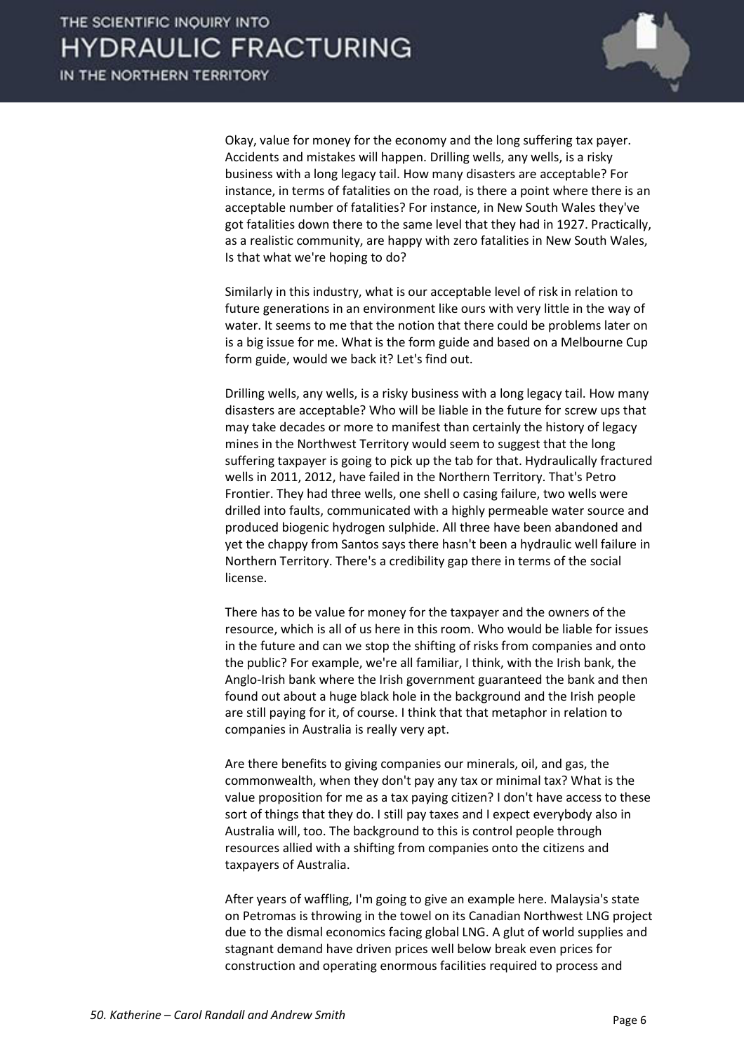Okay, value for money for the economy and the long suffering tax payer. Accidents and mistakes will happen. Drilling wells, any wells, is a risky business with a long legacy tail. How many disasters are acceptable? For instance, in terms of fatalities on the road, is there a point where there is an acceptable number of fatalities? For instance, in New South Wales they've got fatalities down there to the same level that they had in 1927. Practically, as a realistic community, are happy with zero fatalities in New South Wales, Is that what we're hoping to do?

Similarly in this industry, what is our acceptable level of risk in relation to future generations in an environment like ours with very little in the way of water. It seems to me that the notion that there could be problems later on is a big issue for me. What is the form guide and based on a Melbourne Cup form guide, would we back it? Let's find out.

Drilling wells, any wells, is a risky business with a long legacy tail. How many disasters are acceptable? Who will be liable in the future for screw ups that may take decades or more to manifest than certainly the history of legacy mines in the Northwest Territory would seem to suggest that the long suffering taxpayer is going to pick up the tab for that. Hydraulically fractured wells in 2011, 2012, have failed in the Northern Territory. That's Petro Frontier. They had three wells, one shell o casing failure, two wells were drilled into faults, communicated with a highly permeable water source and produced biogenic hydrogen sulphide. All three have been abandoned and yet the chappy from Santos says there hasn't been a hydraulic well failure in Northern Territory. There's a credibility gap there in terms of the social license.

There has to be value for money for the taxpayer and the owners of the resource, which is all of us here in this room. Who would be liable for issues in the future and can we stop the shifting of risks from companies and onto the public? For example, we're all familiar, I think, with the Irish bank, the Anglo-Irish bank where the Irish government guaranteed the bank and then found out about a huge black hole in the background and the Irish people are still paying for it, of course. I think that that metaphor in relation to companies in Australia is really very apt.

Are there benefits to giving companies our minerals, oil, and gas, the commonwealth, when they don't pay any tax or minimal tax? What is the value proposition for me as a tax paying citizen? I don't have access to these sort of things that they do. I still pay taxes and I expect everybody also in Australia will, too. The background to this is control people through resources allied with a shifting from companies onto the citizens and taxpayers of Australia.

After years of waffling, I'm going to give an example here. Malaysia's state on Petromas is throwing in the towel on its Canadian Northwest LNG project due to the dismal economics facing global LNG. A glut of world supplies and stagnant demand have driven prices well below break even prices for construction and operating enormous facilities required to process and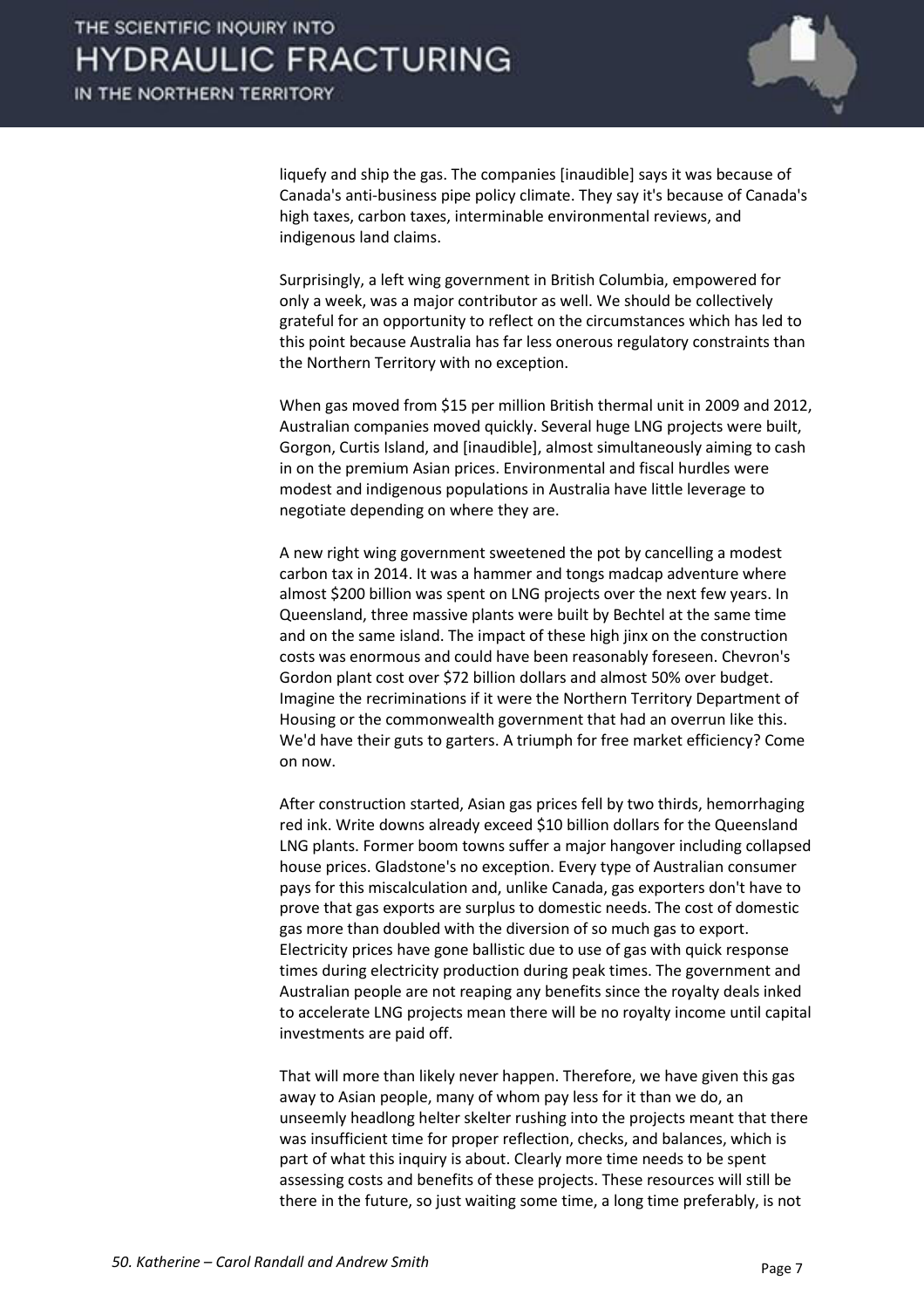liquefy and ship the gas. The companies [inaudible] says it was because of Canada's anti-business pipe policy climate. They say it's because of Canada's high taxes, carbon taxes, interminable environmental reviews, and indigenous land claims.

Surprisingly, a left wing government in British Columbia, empowered for only a week, was a major contributor as well. We should be collectively grateful for an opportunity to reflect on the circumstances which has led to this point because Australia has far less onerous regulatory constraints than the Northern Territory with no exception.

When gas moved from $15 per million British thermal unit in 2009 and 2012, Australian companies moved quickly. Several huge LNG projects were built, Gorgon, Curtis Island, and [inaudible], almost simultaneously aiming to cash in on the premium Asian prices. Environmental and fiscal hurdles were modest and indigenous populations in Australia have little leverage to negotiate depending on where they are.

A new right wing government sweetened the pot by cancelling a modest carbon tax in 2014. It was a hammer and tongs madcap adventure where almost $200 billion was spent on LNG projects over the next few years. In Queensland, three massive plants were built by Bechtel at the same time and on the same island. The impact of these high jinx on the construction costs was enormous and could have been reasonably foreseen. Chevron's Gordon plant cost over $72 billion dollars and almost 50% over budget. Imagine the recriminations if it were the Northern Territory Department of Housing or the commonwealth government that had an overrun like this. We'd have their guts to garters. A triumph for free market efficiency? Come on now.

After construction started, Asian gas prices fell by two thirds, hemorrhaging red ink. Write downs already exceed $10 billion dollars for the Queensland LNG plants. Former boom towns suffer a major hangover including collapsed house prices. Gladstone's no exception. Every type of Australian consumer pays for this miscalculation and, unlike Canada, gas exporters don't have to prove that gas exports are surplus to domestic needs. The cost of domestic gas more than doubled with the diversion of so much gas to export. Electricity prices have gone ballistic due to use of gas with quick response times during electricity production during peak times. The government and Australian people are not reaping any benefits since the royalty deals inked to accelerate LNG projects mean there will be no royalty income until capital investments are paid off.

That will more than likely never happen. Therefore, we have given this gas away to Asian people, many of whom pay less for it than we do, an unseemly headlong helter skelter rushing into the projects meant that there was insufficient time for proper reflection, checks, and balances, which is part of what this inquiry is about. Clearly more time needs to be spent assessing costs and benefits of these projects. These resources will still be there in the future, so just waiting some time, a long time preferably, is not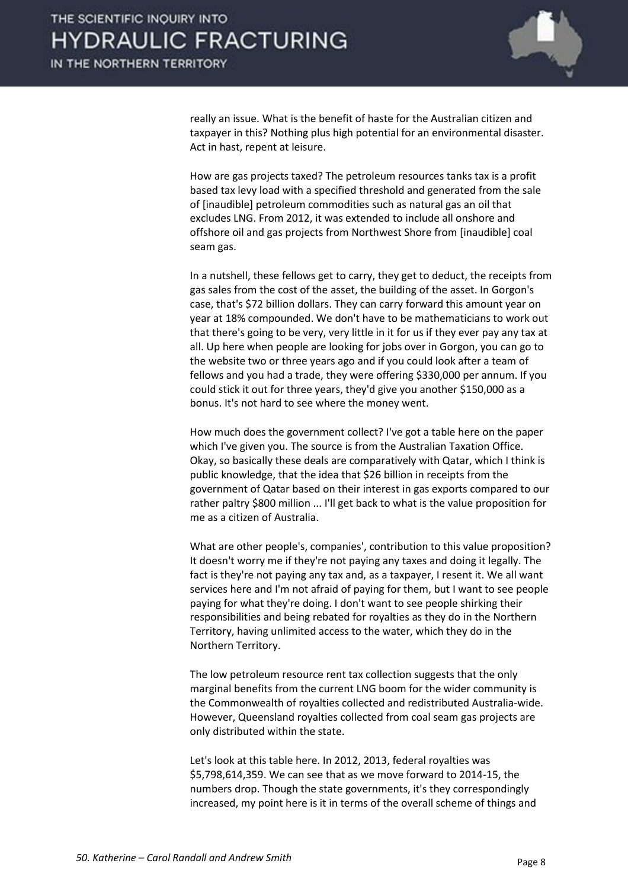really an issue. What is the benefit of haste for the Australian citizen and taxpayer in this? Nothing plus high potential for an environmental disaster. Act in hast, repent at leisure.

How are gas projects taxed? The petroleum resources tanks tax is a profit based tax levy load with a specified threshold and generated from the sale of [inaudible] petroleum commodities such as natural gas an oil that excludes LNG. From 2012, it was extended to include all onshore and offshore oil and gas projects from Northwest Shore from [inaudible] coal seam gas.

In a nutshell, these fellows get to carry, they get to deduct, the receipts from gas sales from the cost of the asset, the building of the asset. In Gorgon's case, that's $72 billion dollars. They can carry forward this amount year on year at 18% compounded. We don't have to be mathematicians to work out that there's going to be very, very little in it for us if they ever pay any tax at all. Up here when people are looking for jobs over in Gorgon, you can go to the website two or three years ago and if you could look after a team of fellows and you had a trade, they were offering $330,000 per annum. If you could stick it out for three years, they'd give you another $150,000 as a bonus. It's not hard to see where the money went.

How much does the government collect? I've got a table here on the paper which I've given you. The source is from the Australian Taxation Office. Okay, so basically these deals are comparatively with Qatar, which I think is public knowledge, that the idea that $26 billion in receipts from the government of Qatar based on their interest in gas exports compared to our rather paltry $800 million ... I'll get back to what is the value proposition for me as a citizen of Australia.

What are other people's, companies', contribution to this value proposition? It doesn't worry me if they're not paying any taxes and doing it legally. The fact is they're not paying any tax and, as a taxpayer, I resent it. We all want services here and I'm not afraid of paying for them, but I want to see people paying for what they're doing. I don't want to see people shirking their responsibilities and being rebated for royalties as they do in the Northern Territory, having unlimited access to the water, which they do in the Northern Territory.

The low petroleum resource rent tax collection suggests that the only marginal benefits from the current LNG boom for the wider community is the Commonwealth of royalties collected and redistributed Australia-wide. However, Queensland royalties collected from coal seam gas projects are only distributed within the state.

Let's look at this table here. In 2012, 2013, federal royalties was $5,798,614,359. We can see that as we move forward to 2014-15, the numbers drop. Though the state governments, it's they correspondingly increased, my point here is it in terms of the overall scheme of things and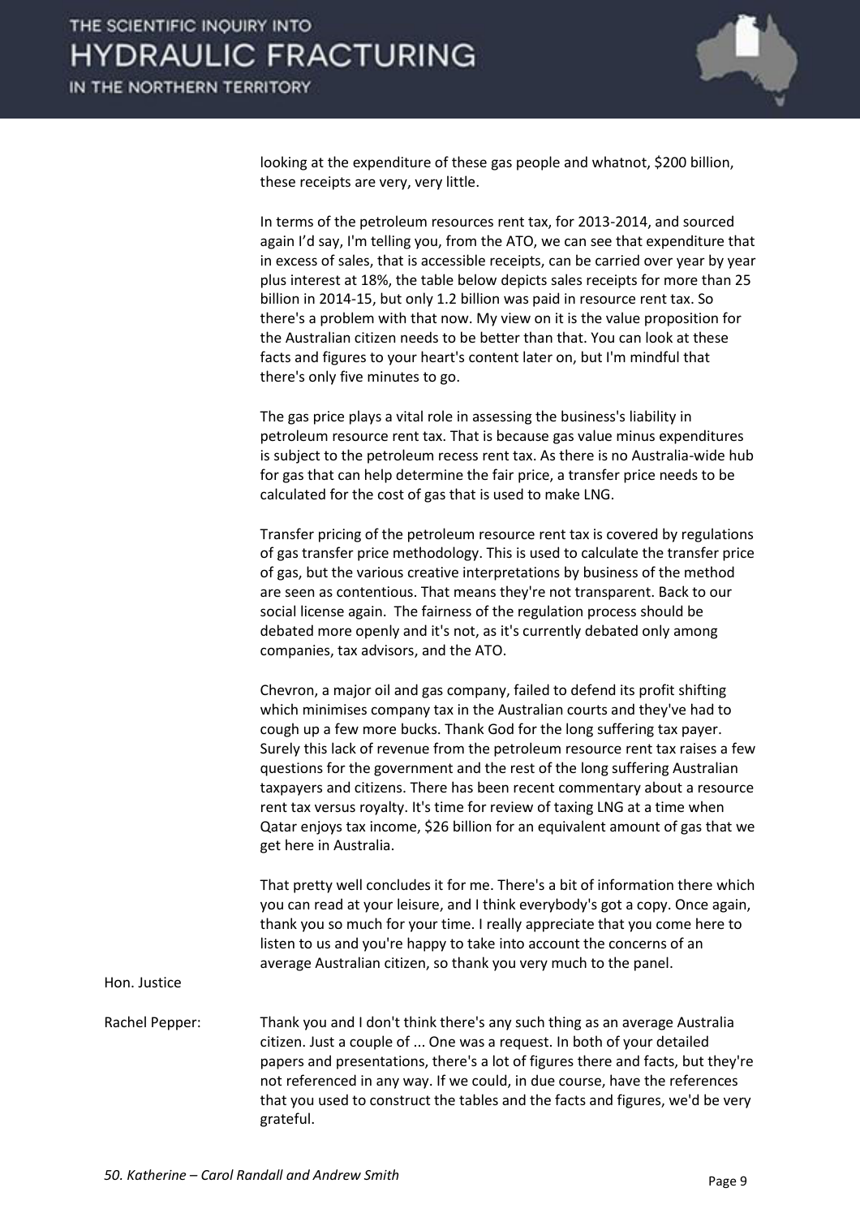looking at the expenditure of these gas people and whatnot, $200 billion, these receipts are very, very little.

In terms of the petroleum resources rent tax, for 2013-2014, and sourced again I'd say, I'm telling you, from the ATO, we can see that expenditure that in excess of sales, that is accessible receipts, can be carried over year by year plus interest at 18%, the table below depicts sales receipts for more than 25 billion in 2014-15, but only 1.2 billion was paid in resource rent tax. So there's a problem with that now. My view on it is the value proposition for the Australian citizen needs to be better than that. You can look at these facts and figures to your heart's content later on, but I'm mindful that there's only five minutes to go.

The gas price plays a vital role in assessing the business's liability in petroleum resource rent tax. That is because gas value minus expenditures is subject to the petroleum recess rent tax. As there is no Australia-wide hub for gas that can help determine the fair price, a transfer price needs to be calculated for the cost of gas that is used to make LNG.

Transfer pricing of the petroleum resource rent tax is covered by regulations of gas transfer price methodology. This is used to calculate the transfer price of gas, but the various creative interpretations by business of the method are seen as contentious. That means they're not transparent. Back to our social license again. The fairness of the regulation process should be debated more openly and it's not, as it's currently debated only among companies, tax advisors, and the ATO.

Chevron, a major oil and gas company, failed to defend its profit shifting which minimises company tax in the Australian courts and they've had to cough up a few more bucks. Thank God for the long suffering tax payer. Surely this lack of revenue from the petroleum resource rent tax raises a few questions for the government and the rest of the long suffering Australian taxpayers and citizens. There has been recent commentary about a resource rent tax versus royalty. It's time for review of taxing LNG at a time when Qatar enjoys tax income, $26 billion for an equivalent amount of gas that we get here in Australia.

That pretty well concludes it for me. There's a bit of information there which you can read at your leisure, and I think everybody's got a copy. Once again, thank you so much for your time. I really appreciate that you come here to listen to us and you're happy to take into account the concerns of an average Australian citizen, so thank you very much to the panel.

Hon. Justice Rachel Pepper: Thank you and I don't think there's any such thing as an average Australia citizen. Just a couple of ... One was a request. In both of your detailed papers and presentations, there's a lot of figures there and facts, but they're not referenced in any way. If we could, in due course, have the references that you used to construct the tables and the facts and figures, we'd be very grateful.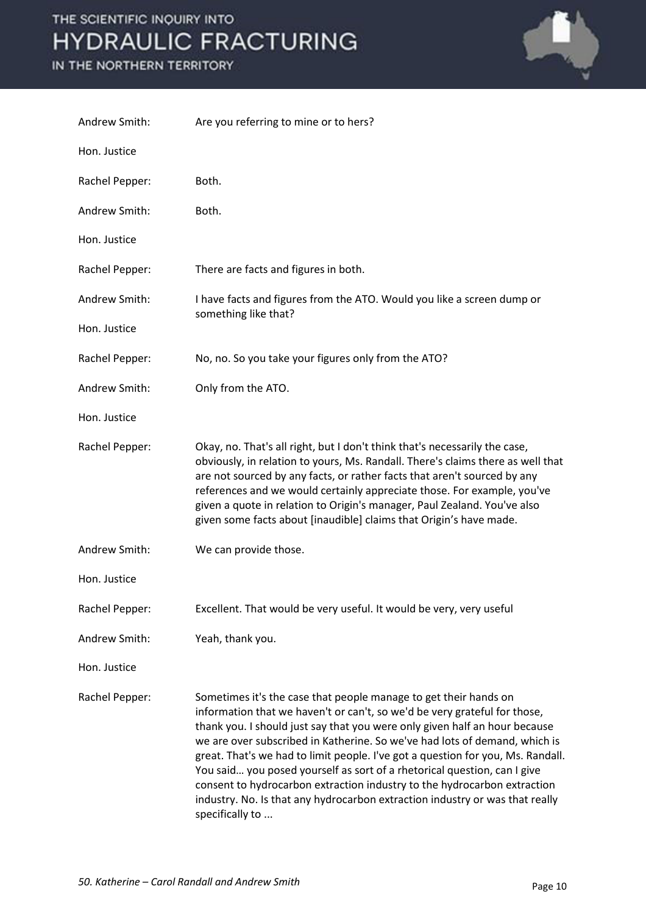Andrew Smith: Are you referring to mine or to hers?

Hon. Justice Rachel Pepper: Both.

Andrew Smith: Both.

Hon. Justice Rachel Pepper: There are facts and figures in both.

Andrew Smith: I have facts and figures from the ATO. Would you like a screen dump or something like that?

Hon. Justice Rachel Pepper: No, no. So you take your figures only from the ATO?

Andrew Smith: Only from the ATO.

Hon. Justice Rachel Pepper: Okay, no. That's all right, but I don't think that's necessarily the case, obviously, in relation to yours, Ms. Randall. There's claims there as well that are not sourced by any facts, or rather facts that aren't sourced by any references and we would certainly appreciate those. For example, you've given a quote in relation to Origin's manager, Paul Zealand. You've also given some facts about [inaudible] claims that Origin's have made.

Andrew Smith: We can provide those.

Hon. Justice Rachel Pepper: Excellent. That would be very useful. It would be very, very useful

Andrew Smith: Yeah, thank you.

Hon. Justice Rachel Pepper: Sometimes it's the case that people manage to get their hands on information that we haven't or can't, so we'd be very grateful for those, thank you. I should just say that you were only given half an hour because we are over subscribed in Katherine. So we've had lots of demand, which is great. That's we had to limit people. I've got a question for you, Ms. Randall. You said… you posed yourself as sort of a rhetorical question, can I give consent to hydrocarbon extraction industry to the hydrocarbon extraction industry. No. Is that any hydrocarbon extraction industry or was that really specifically to ...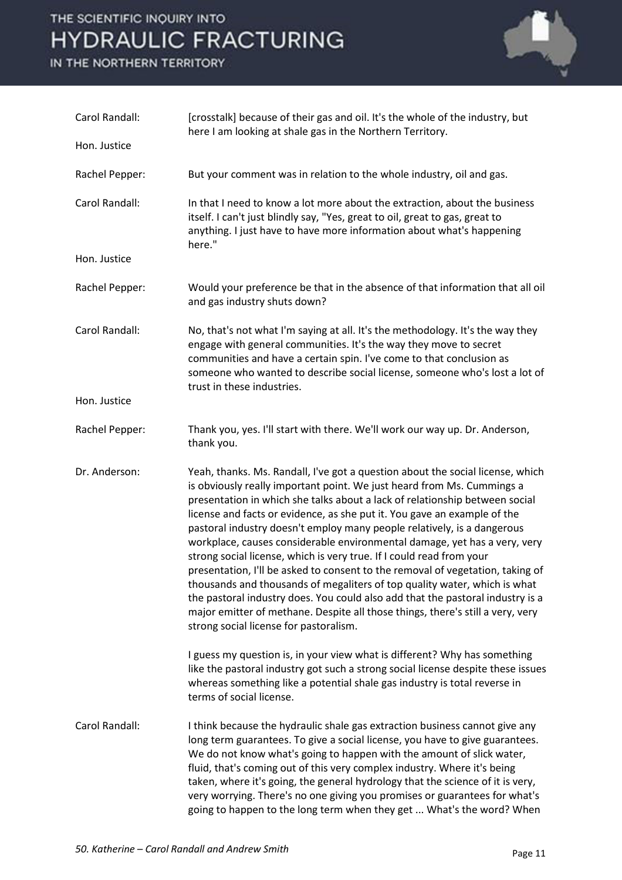Carol Randall: [crosstalk] because of their gas and oil. It's the whole of the industry, but here I am looking at shale gas in the Northern Territory.

Hon. Justice Rachel Pepper: But your comment was in relation to the whole industry, oil and gas.

Carol Randall: In that I need to know a lot more about the extraction, about the business itself. I can't just blindly say, "Yes, great to oil, great to gas, great to anything. I just have to have more information about what's happening here."

Hon. Justice Rachel Pepper: Would your preference be that in the absence of that information that all oil and gas industry shuts down?

Carol Randall: No, that's not what I'm saying at all. It's the methodology. It's the way they engage with general communities. It's the way they move to secret communities and have a certain spin. I've come to that conclusion as someone who wanted to describe social license, someone who's lost a lot of trust in these industries.

Hon. Justice Rachel Pepper: Thank you, yes. I'll start with there. We'll work our way up. Dr. Anderson, thank you.

Dr. Anderson: Yeah, thanks. Ms. Randall, I've got a question about the social license, which is obviously really important point. We just heard from Ms. Cummings a presentation in which she talks about a lack of relationship between social license and facts or evidence, as she put it. You gave an example of the pastoral industry doesn't employ many people relatively, is a dangerous workplace, causes considerable environmental damage, yet has a very, very strong social license, which is very true. If I could read from your presentation, I'll be asked to consent to the removal of vegetation, taking of thousands and thousands of megaliters of top quality water, which is what the pastoral industry does. You could also add that the pastoral industry is a major emitter of methane. Despite all those things, there's still a very, very strong social license for pastoralism.

I guess my question is, in your view what is different? Why has something like the pastoral industry got such a strong social license despite these issues whereas something like a potential shale gas industry is total reverse in terms of social license.

Carol Randall: I think because the hydraulic shale gas extraction business cannot give any long term guarantees. To give a social license, you have to give guarantees. We do not know what's going to happen with the amount of slick water, fluid, that's coming out of this very complex industry. Where it's being taken, where it's going, the general hydrology that the science of it is very, very worrying. There's no one giving you promises or guarantees for what's going to happen to the long term when they get ... What's the word? When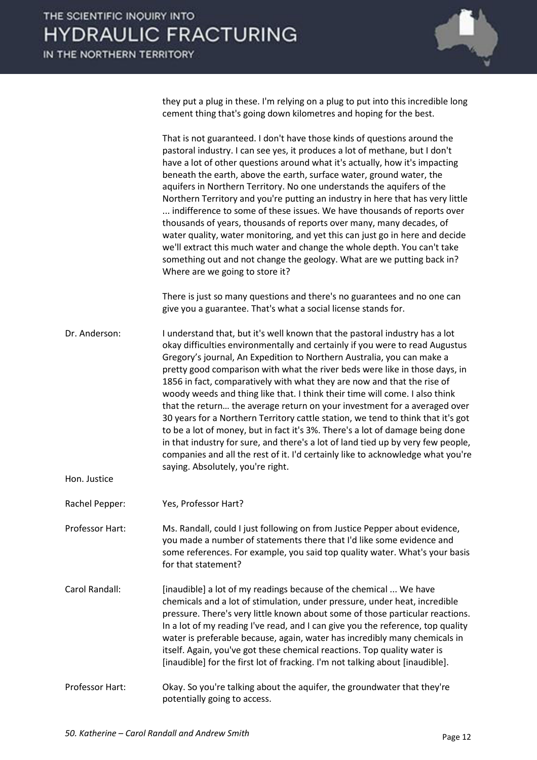they put a plug in these. I'm relying on a plug to put into this incredible long cement thing that's going down kilometres and hoping for the best.

That is not guaranteed. I don't have those kinds of questions around the pastoral industry. I can see yes, it produces a lot of methane, but I don't have a lot of other questions around what it's actually, how it's impacting beneath the earth, above the earth, surface water, ground water, the aquifers in Northern Territory. No one understands the aquifers of the Northern Territory and you're putting an industry in here that has very little ... indifference to some of these issues. We have thousands of reports over thousands of years, thousands of reports over many, many decades, of water quality, water monitoring, and yet this can just go in here and decide we'll extract this much water and change the whole depth. You can't take something out and not change the geology. What are we putting back in? Where are we going to store it?

There is just so many questions and there's no guarantees and no one can give you a guarantee. That's what a social license stands for.

**Dr. Anderson:** I understand that, but it's well known that the pastoral industry has a lot okay difficulties environmentally and certainly if you were to read Augustus Gregory's journal, An Expedition to Northern Australia, you can make a pretty good comparison with what the river beds were like in those days, in 1856 in fact, comparatively with what they are now and that the rise of woody weeds and thing like that. I think their time will come. I also think that the return… the average return on your investment for a averaged over 30 years for a Northern Territory cattle station, we tend to think that it's got to be a lot of money, but in fact it's 3%. There's a lot of damage being done in that industry for sure, and there's a lot of land tied up by very few people, companies and all the rest of it. I'd certainly like to acknowledge what you're saying. Absolutely, you're right.

**Hon. Justice Rachel Pepper:** Yes, Professor Hart?

**Professor Hart:** Ms. Randall, could I just following on from Justice Pepper about evidence, you made a number of statements there that I'd like some evidence and some references. For example, you said top quality water. What's your basis for that statement?

**Carol Randall:** [inaudible] a lot of my readings because of the chemical ... We have chemicals and a lot of stimulation, under pressure, under heat, incredible pressure. There's very little known about some of those particular reactions. In a lot of my reading I've read, and I can give you the reference, top quality water is preferable because, again, water has incredibly many chemicals in itself. Again, you've got these chemical reactions. Top quality water is [inaudible] for the first lot of fracking. I'm not talking about [inaudible].

**Professor Hart:** Okay. So you're talking about the aquifer, the groundwater that they're potentially going to access.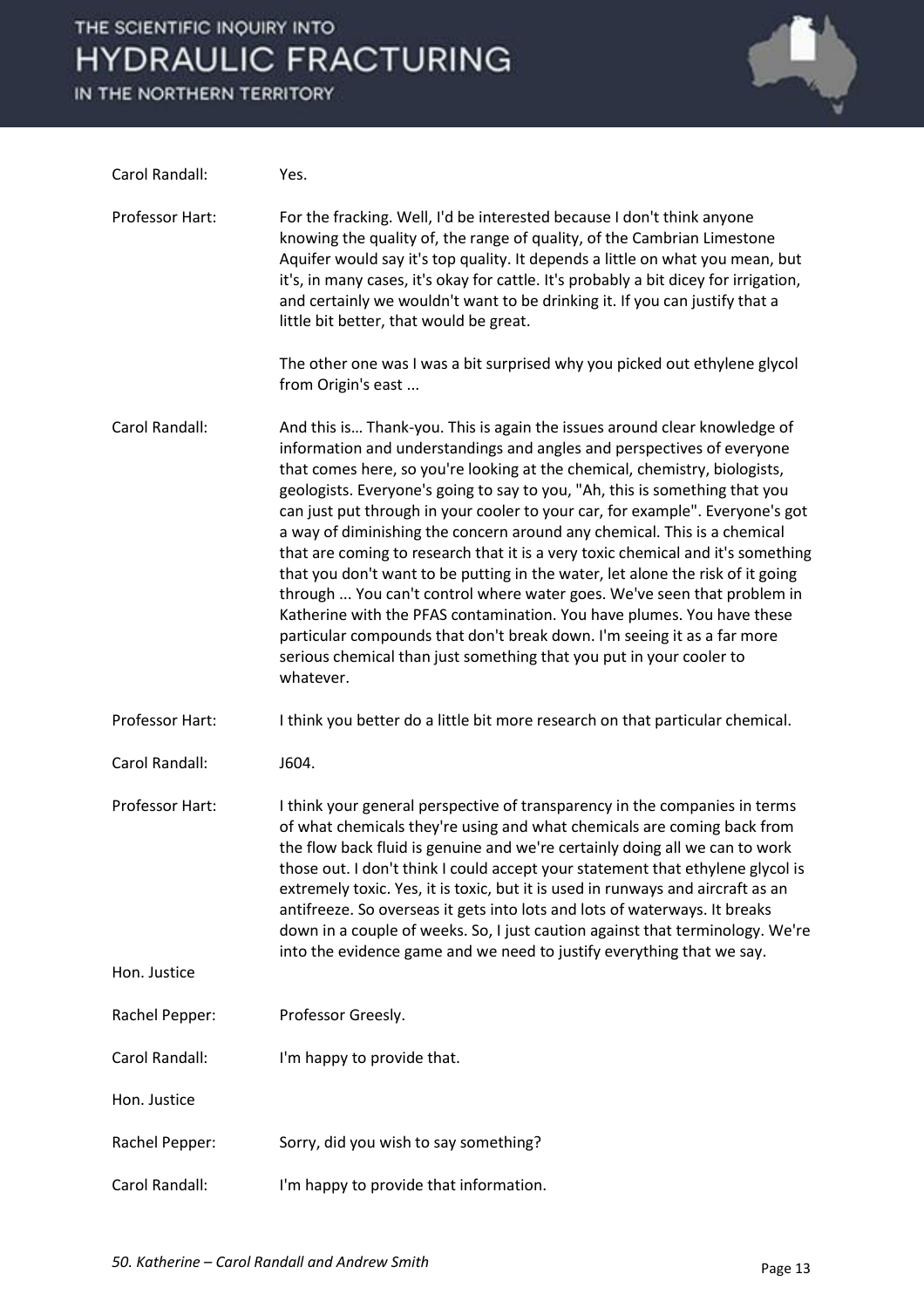| | |
|---|---|
| Carol Randall: | Yes. |
| Professor Hart: | For the fracking. Well, I'd be interested because I don't think anyone knowing the quality of, the range of quality, of the Cambrian Limestone Aquifer would say it's top quality. It depends a little on what you mean, but it's, in many cases, it's okay for cattle. It's probably a bit dicey for irrigation, and certainly we wouldn't want to be drinking it. If you can justify that a little bit better, that would be great.<br><br>The other one was I was a bit surprised why you picked out ethylene glycol from Origin's east ... |
| Carol Randall: | And this is… Thank-you. This is again the issues around clear knowledge of information and understandings and angles and perspectives of everyone that comes here, so you're looking at the chemical, chemistry, biologists, geologists. Everyone's going to say to you, "Ah, this is something that you can just put through in your cooler to your car, for example". Everyone's got a way of diminishing the concern around any chemical. This is a chemical that are coming to research that it is a very toxic chemical and it's something that you don't want to be putting in the water, let alone the risk of it going through ... You can't control where water goes. We've seen that problem in Katherine with the PFAS contamination. You have plumes. You have these particular compounds that don't break down. I'm seeing it as a far more serious chemical than just something that you put in your cooler to whatever. |
| Professor Hart: | I think you better do a little bit more research on that particular chemical. |
| Carol Randall: | J604. |
| Professor Hart: | I think your general perspective of transparency in the companies in terms of what chemicals they're using and what chemicals are coming back from the flow back fluid is genuine and we're certainly doing all we can to work those out. I don't think I could accept your statement that ethylene glycol is extremely toxic. Yes, it is toxic, but it is used in runways and aircraft as an antifreeze. So overseas it gets into lots and lots of waterways. It breaks down in a couple of weeks. So, I just caution against that terminology. We're into the evidence game and we need to justify everything that we say. |
| Hon. Justice Rachel Pepper: | Professor Greesly. |
| Carol Randall: | I'm happy to provide that. |
| Hon. Justice Rachel Pepper: | Sorry, did you wish to say something? |
| Carol Randall: | I'm happy to provide that information. |

*50. Katherine – Carol Randall and Andrew Smith*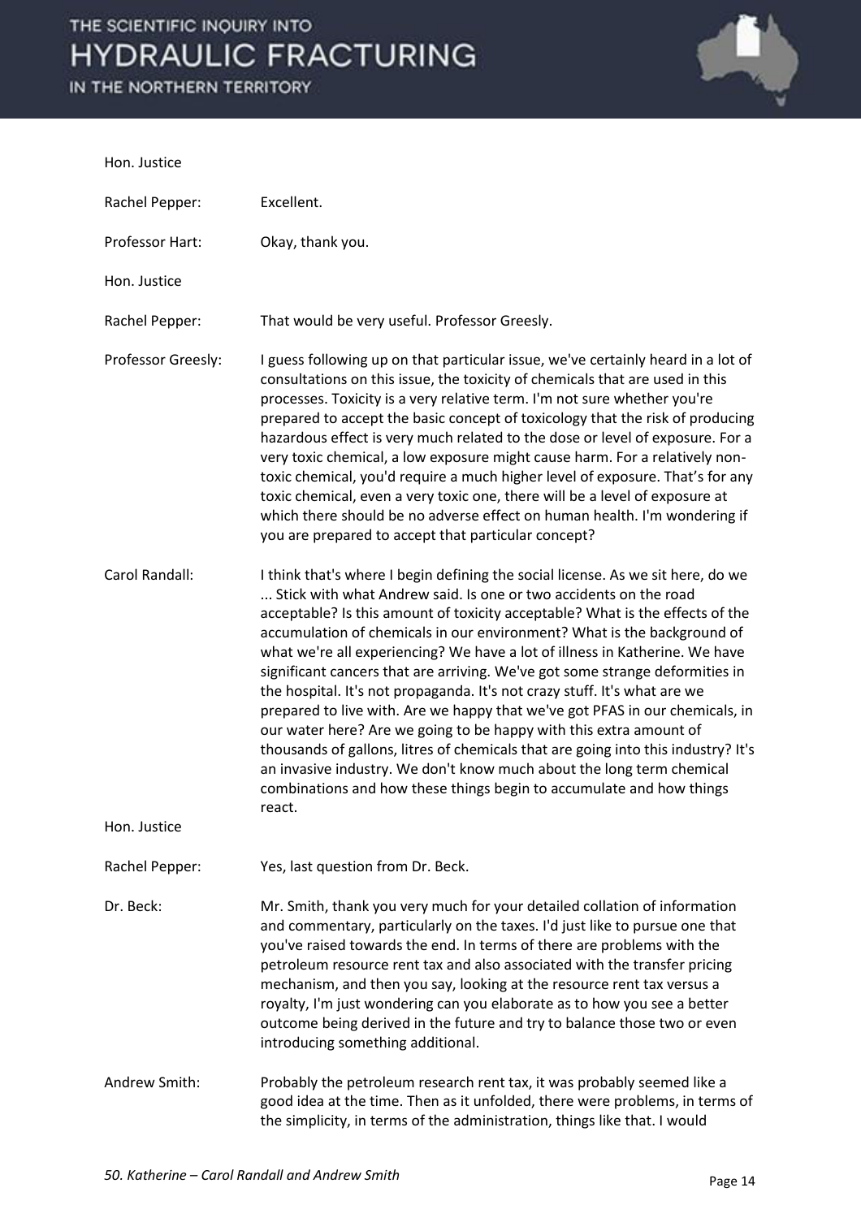Hon. Justice

Rachel Pepper: Excellent.

Professor Hart: Okay, thank you.

Hon. Justice

Rachel Pepper: That would be very useful. Professor Greesly.

Professor Greesly: I guess following up on that particular issue, we've certainly heard in a lot of consultations on this issue, the toxicity of chemicals that are used in this processes. Toxicity is a very relative term. I'm not sure whether you're prepared to accept the basic concept of toxicology that the risk of producing hazardous effect is very much related to the dose or level of exposure. For a very toxic chemical, a low exposure might cause harm. For a relatively non-toxic chemical, you'd require a much higher level of exposure. That's for any toxic chemical, even a very toxic one, there will be a level of exposure at which there should be no adverse effect on human health. I'm wondering if you are prepared to accept that particular concept?

Carol Randall: I think that's where I begin defining the social license. As we sit here, do we ... Stick with what Andrew said. Is one or two accidents on the road acceptable? Is this amount of toxicity acceptable? What is the effects of the accumulation of chemicals in our environment? What is the background of what we're all experiencing? We have a lot of illness in Katherine. We have significant cancers that are arriving. We've got some strange deformities in the hospital. It's not propaganda. It's not crazy stuff. It's what are we prepared to live with. Are we happy that we've got PFAS in our chemicals, in our water here? Are we going to be happy with this extra amount of thousands of gallons, litres of chemicals that are going into this industry? It's an invasive industry. We don't know much about the long term chemical combinations and how these things begin to accumulate and how things react.

Hon. Justice

Rachel Pepper: Yes, last question from Dr. Beck.

Dr. Beck: Mr. Smith, thank you very much for your detailed collation of information and commentary, particularly on the taxes. I'd just like to pursue one that you've raised towards the end. In terms of there are problems with the petroleum resource rent tax and also associated with the transfer pricing mechanism, and then you say, looking at the resource rent tax versus a royalty, I'm just wondering can you elaborate as to how you see a better outcome being derived in the future and try to balance those two or even introducing something additional.

Andrew Smith: Probably the petroleum research rent tax, it was probably seemed like a good idea at the time. Then as it unfolded, there were problems, in terms of the simplicity, in terms of the administration, things like that. I would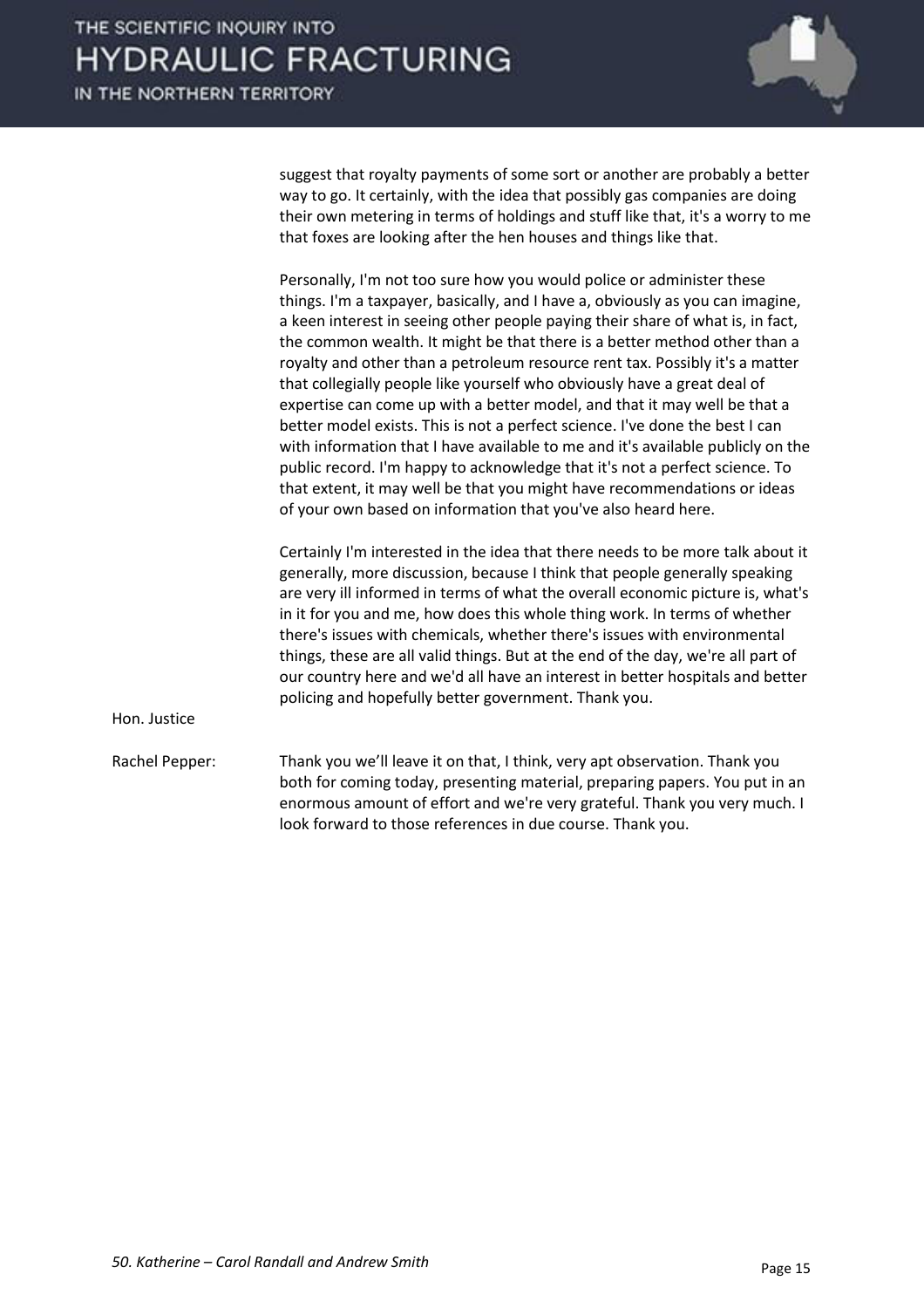suggest that royalty payments of some sort or another are probably a better way to go. It certainly, with the idea that possibly gas companies are doing their own metering in terms of holdings and stuff like that, it's a worry to me that foxes are looking after the hen houses and things like that.

Personally, I'm not too sure how you would police or administer these things. I'm a taxpayer, basically, and I have a, obviously as you can imagine, a keen interest in seeing other people paying their share of what is, in fact, the common wealth. It might be that there is a better method other than a royalty and other than a petroleum resource rent tax. Possibly it's a matter that collegially people like yourself who obviously have a great deal of expertise can come up with a better model, and that it may well be that a better model exists. This is not a perfect science. I've done the best I can with information that I have available to me and it's available publicly on the public record. I'm happy to acknowledge that it's not a perfect science. To that extent, it may well be that you might have recommendations or ideas of your own based on information that you've also heard here.

Certainly I'm interested in the idea that there needs to be more talk about it generally, more discussion, because I think that people generally speaking are very ill informed in terms of what the overall economic picture is, what's in it for you and me, how does this whole thing work. In terms of whether there's issues with chemicals, whether there's issues with environmental things, these are all valid things. But at the end of the day, we're all part of our country here and we'd all have an interest in better hospitals and better policing and hopefully better government. Thank you.

Hon. Justice Rachel Pepper: Thank you we'll leave it on that, I think, very apt observation. Thank you both for coming today, presenting material, preparing papers. You put in an enormous amount of effort and we're very grateful. Thank you very much. I look forward to those references in due course. Thank you.